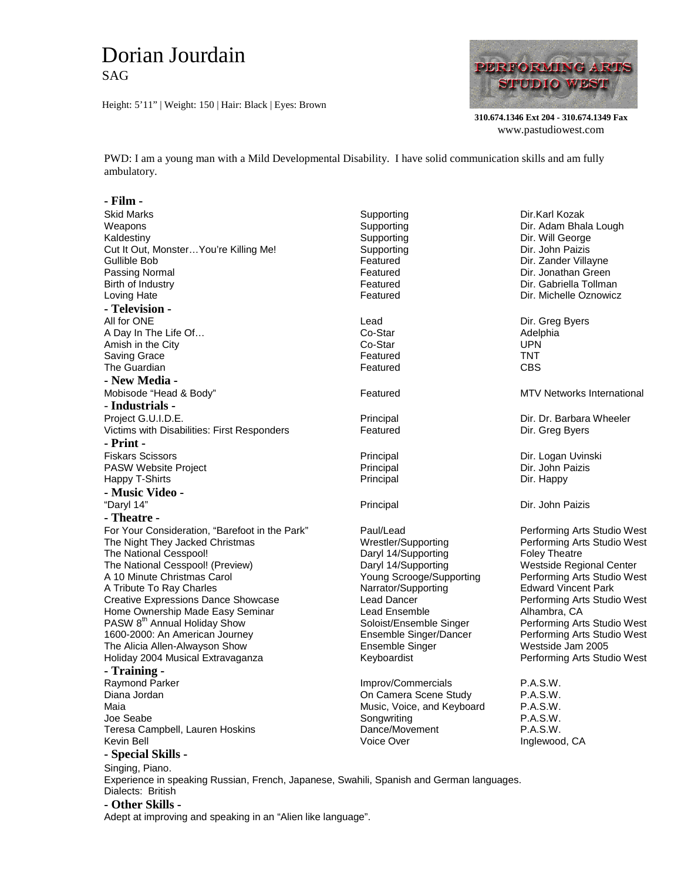# Dorian Jourdain

SAG

Height: 5'11" | Weight: 150 | Hair: Black | Eyes: Brown

PERFORMING ARTS STUDIO WEST

**310.674.1346 Ext 204 - 310.674.1349 Fax**
www.pastudiowest.com

PWD: I am a young man with a Mild Developmental Disability. I have solid communication skills and am fully ambulatory.

## - Film -

| | | |
|---|---|---|
| Skid Marks | Supporting | Dir.Karl Kozak |
| Weapons | Supporting | Dir. Adam Bhala Lough |
| Kaldestiny | Supporting | Dir. Will George |
| Cut It Out, Monster…You're Killing Me! | Supporting | Dir. John Paizis |
| Gullible Bob | Featured | Dir. Zander Villayne |
| Passing Normal | Featured | Dir. Jonathan Green |
| Birth of Industry | Featured | Dir. Gabriella Tollman |
| Loving Hate | Featured | Dir. Michelle Oznowicz |

## - Television -

| | | |
|---|---|---|
| All for ONE | Lead | Dir. Greg Byers |
| A Day In The Life Of… | Co-Star | Adelphia |
| Amish in the City | Co-Star | UPN |
| Saving Grace | Featured | TNT |
| The Guardian | Featured | CBS |

## - New Media -

| | | |
|---|---|---|
| Mobisode "Head & Body" | Featured | MTV Networks International |

## - Industrials -

| | | |
|---|---|---|
| Project G.U.I.D.E. | Principal | Dir. Dr. Barbara Wheeler |
| Victims with Disabilities: First Responders | Featured | Dir. Greg Byers |

## - Print -

| | | |
|---|---|---|
| Fiskars Scissors | Principal | Dir. Logan Uvinski |
| PASW Website Project | Principal | Dir. John Paizis |
| Happy T-Shirts | Principal | Dir. Happy |

## - Music Video -

| | | |
|---|---|---|
| "Daryl 14" | Principal | Dir. John Paizis |

## - Theatre -

| | | |
|---|---|---|
| For Your Consideration, "Barefoot in the Park" | Paul/Lead | Performing Arts Studio West |
| The Night They Jacked Christmas | Wrestler/Supporting | Performing Arts Studio West |
| The National Cesspool! | Daryl 14/Supporting | Foley Theatre |
| The National Cesspool! (Preview) | Daryl 14/Supporting | Westside Regional Center |
| A 10 Minute Christmas Carol | Young Scrooge/Supporting | Performing Arts Studio West |
| A Tribute To Ray Charles | Narrator/Supporting | Edward Vincent Park |
| Creative Expressions Dance Showcase | Lead Dancer | Performing Arts Studio West |
| Home Ownership Made Easy Seminar | Lead Ensemble | Alhambra, CA |
| PASW 8th Annual Holiday Show | Soloist/Ensemble Singer | Performing Arts Studio West |
| 1600-2000: An American Journey | Ensemble Singer/Dancer | Performing Arts Studio West |
| The Alicia Allen-Alwayson Show | Ensemble Singer | Westside Jam 2005 |
| Holiday 2004 Musical Extravaganza | Keyboardist | Performing Arts Studio West |

## - Training -

| | | |
|---|---|---|
| Raymond Parker | Improv/Commercials | P.A.S.W. |
| Diana Jordan | On Camera Scene Study | P.A.S.W. |
| Maia | Music, Voice, and Keyboard | P.A.S.W. |
| Joe Seabe | Songwriting | P.A.S.W. |
| Teresa Campbell, Lauren Hoskins | Dance/Movement | P.A.S.W. |
| Kevin Bell | Voice Over | Inglewood, CA |

## - Special Skills -

Singing, Piano.
Experience in speaking Russian, French, Japanese, Swahili, Spanish and German languages.
Dialects: British

## - Other Skills -

Adept at improving and speaking in an "Alien like language".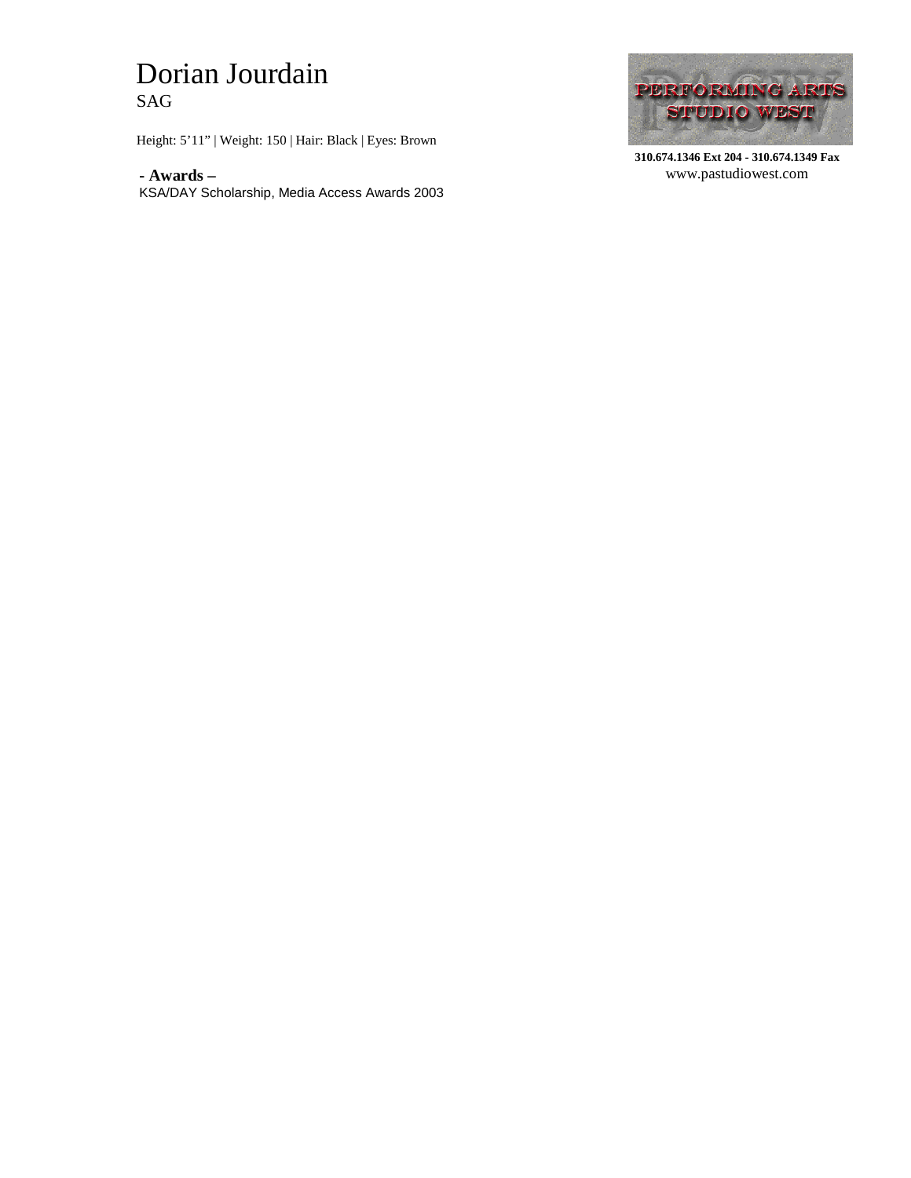# Dorian Jourdain

SAG

Height: 5'11" | Weight: 150 | Hair: Black | Eyes: Brown

**- Awards –**

KSA/DAY Scholarship, Media Access Awards 2003

PERFORMING ARTS STUDIO WEST

**310.674.1346 Ext 204 - 310.674.1349 Fax**

www.pastudiowest.com